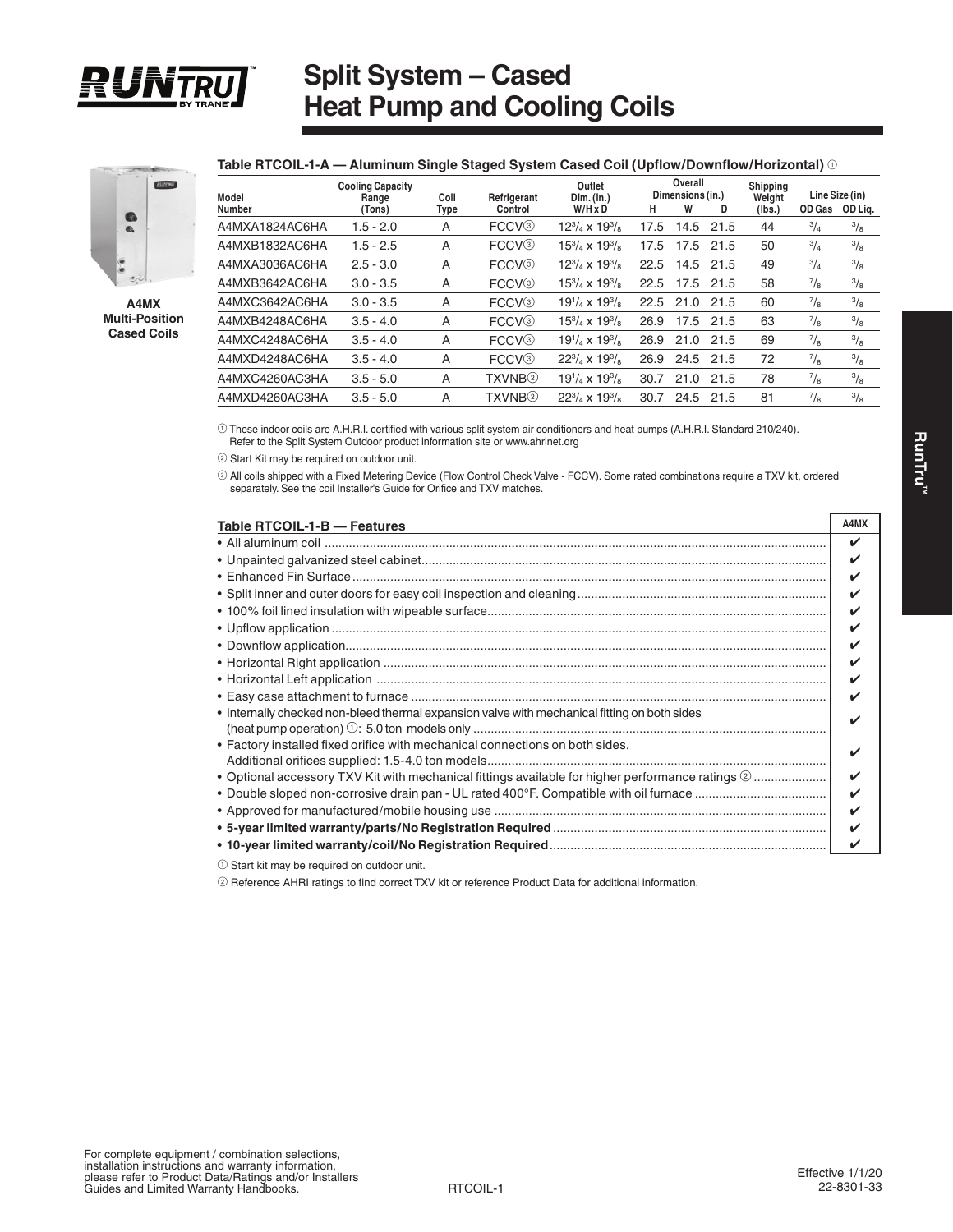# Split System – Cased Heat Pump and Cooling Coils

A4MX Multi-Position Cased Coils

### Table RTCOIL-1-A — Aluminum Single Staged System Cased Coil (Upflow/Downflow/Horizontal) ①

| Model Number | Cooling Capacity Range (Tons) | Coil Type | Refrigerant Control | Outlet Dim. (in.) W/H x D | Overall Dimensions (in.) H | W | D | Shipping Weight (lbs.) | Line Size (in) OD Gas | OD Liq. |
|---|---|---|---|---|---|---|---|---|---|---|
| A4MXA1824AC6HA | 1.5 - 2.0 | A | FCCV③ | 12 3/4 x 19 3/8 | 17.5 | 14.5 | 21.5 | 44 | 3/4 | 3/8 |
| A4MXB1832AC6HA | 1.5 - 2.5 | A | FCCV③ | 15 3/4 x 19 3/8 | 17.5 | 17.5 | 21.5 | 50 | 3/4 | 3/8 |
| A4MXA3036AC6HA | 2.5 - 3.0 | A | FCCV③ | 12 3/4 x 19 3/8 | 22.5 | 14.5 | 21.5 | 49 | 3/4 | 3/8 |
| A4MXB3642AC6HA | 3.0 - 3.5 | A | FCCV③ | 15 3/4 x 19 3/8 | 22.5 | 17.5 | 21.5 | 58 | 7/8 | 3/8 |
| A4MXC3642AC6HA | 3.0 - 3.5 | A | FCCV③ | 19 1/4 x 19 3/8 | 22.5 | 21.0 | 21.5 | 60 | 7/8 | 3/8 |
| A4MXB4248AC6HA | 3.5 - 4.0 | A | FCCV③ | 15 3/4 x 19 3/8 | 26.9 | 17.5 | 21.5 | 63 | 7/8 | 3/8 |
| A4MXC4248AC6HA | 3.5 - 4.0 | A | FCCV③ | 19 1/4 x 19 3/8 | 26.9 | 21.0 | 21.5 | 69 | 7/8 | 3/8 |
| A4MXD4248AC6HA | 3.5 - 4.0 | A | FCCV③ | 22 3/4 x 19 3/8 | 26.9 | 24.5 | 21.5 | 72 | 7/8 | 3/8 |
| A4MXC4260AC3HA | 3.5 - 5.0 | A | TXVNB② | 19 1/4 x 19 3/8 | 30.7 | 21.0 | 21.5 | 78 | 7/8 | 3/8 |
| A4MXD4260AC3HA | 3.5 - 5.0 | A | TXVNB② | 22 3/4 x 19 3/8 | 30.7 | 24.5 | 21.5 | 81 | 7/8 | 3/8 |

① These indoor coils are A.H.R.I. certified with various split system air conditioners and heat pumps (A.H.R.I. Standard 210/240). Refer to the Split System Outdoor product information site or www.ahrinet.org

② Start Kit may be required on outdoor unit.

③ All coils shipped with a Fixed Metering Device (Flow Control Check Valve - FCCV). Some rated combinations require a TXV kit, ordered separately. See the coil Installer's Guide for Orifice and TXV matches.

### Table RTCOIL-1-B — Features

| Feature | A4MX |
|---|---|
| • All aluminum coil | ✔ |
| • Unpainted galvanized steel cabinet | ✔ |
| • Enhanced Fin Surface | ✔ |
| • Split inner and outer doors for easy coil inspection and cleaning | ✔ |
| • 100% foil lined insulation with wipeable surface | ✔ |
| • Upflow application | ✔ |
| • Downflow application | ✔ |
| • Horizontal Right application | ✔ |
| • Horizontal Left application | ✔ |
| • Easy case attachment to furnace | ✔ |
| • Internally checked non-bleed thermal expansion valve with mechanical fitting on both sides (heat pump operation) ①: 5.0 ton models only | ✔ |
| • Factory installed fixed orifice with mechanical connections on both sides. Additional orifices supplied: 1.5-4.0 ton models | ✔ |
| • Optional accessory TXV Kit with mechanical fittings available for higher performance ratings ② | ✔ |
| • Double sloped non-corrosive drain pan - UL rated 400°F. Compatible with oil furnace | ✔ |
| • Approved for manufactured/mobile housing use | ✔ |
| • **5-year limited warranty/parts/No Registration Required** | ✔ |
| • **10-year limited warranty/coil/No Registration Required** | ✔ |

① Start kit may be required on outdoor unit.

② Reference AHRI ratings to find correct TXV kit or reference Product Data for additional information.

For complete equipment / combination selections, installation instructions and warranty information, please refer to Product Data/Ratings and/or Installers Guides and Limited Warranty Handbooks.

Effective 1/1/20
22-8301-33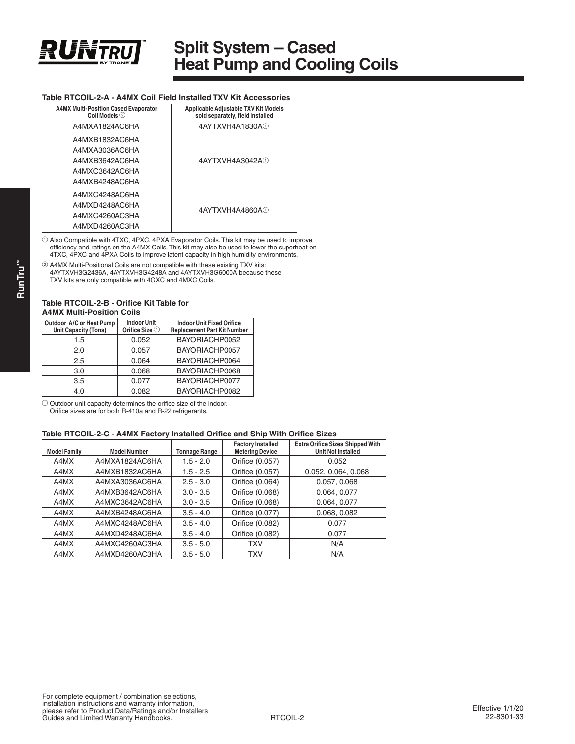# Split System – Cased Heat Pump and Cooling Coils

**Table RTCOIL-2-A - A4MX Coil Field Installed TXV Kit Accessories**

| A4MX Multi-Position Cased Evaporator Coil Models [2] | Applicable Adjustable TXV Kit Models sold separately, field installed |
|---|---|
| A4MXA1824AC6HA | 4AYTXVH4A1830A[1] |
| A4MXB1832AC6HA<br>A4MXA3036AC6HA<br>A4MXB3642AC6HA<br>A4MXC3642AC6HA<br>A4MXB4248AC6HA | 4AYTXVH4A3042A[1] |
| A4MXC4248AC6HA<br>A4MXD4248AC6HA<br>A4MXC4260AC3HA<br>A4MXD4260AC3HA | 4AYTXVH4A4860A[1] |

[1] Also Compatible with 4TXC, 4PXC, 4PXA Evaporator Coils. This kit may be used to improve efficiency and ratings on the A4MX Coils. This kit may also be used to lower the superheat on 4TXC, 4PXC and 4PXA Coils to improve latent capacity in high humidity environments.

[2] A4MX Multi-Positional Coils are not compatible with these existing TXV kits: 4AYTXVH3G2436A, 4AYTXVH3G4248A and 4AYTXVH3G6000A because these TXV kits are only compatible with 4GXC and 4MXC Coils.

**Table RTCOIL-2-B - Orifice Kit Table for A4MX Multi-Position Coils**

| Outdoor A/C or Heat Pump Unit Capacity (Tons) | Indoor Unit Orifice Size [1] | Indoor Unit Fixed Orifice Replacement Part Kit Number |
|---|---|---|
| 1.5 | 0.052 | BAYORIACHP0052 |
| 2.0 | 0.057 | BAYORIACHP0057 |
| 2.5 | 0.064 | BAYORIACHP0064 |
| 3.0 | 0.068 | BAYORIACHP0068 |
| 3.5 | 0.077 | BAYORIACHP0077 |
| 4.0 | 0.082 | BAYORIACHP0082 |

[1] Outdoor unit capacity determines the orifice size of the indoor. Orifice sizes are for both R-410a and R-22 refrigerants.

**Table RTCOIL-2-C - A4MX Factory Installed Orifice and Ship With Orifice Sizes**

| Model Family | Model Number | Tonnage Range | Factory Installed Metering Device | Extra Orifice Sizes Shipped With Unit Not Installed |
|---|---|---|---|---|
| A4MX | A4MXA1824AC6HA | 1.5 - 2.0 | Orifice (0.057) | 0.052 |
| A4MX | A4MXB1832AC6HA | 1.5 - 2.5 | Orifice (0.057) | 0.052, 0.064, 0.068 |
| A4MX | A4MXA3036AC6HA | 2.5 - 3.0 | Orifice (0.064) | 0.057, 0.068 |
| A4MX | A4MXB3642AC6HA | 3.0 - 3.5 | Orifice (0.068) | 0.064, 0.077 |
| A4MX | A4MXC3642AC6HA | 3.0 - 3.5 | Orifice (0.068) | 0.064, 0.077 |
| A4MX | A4MXB4248AC6HA | 3.5 - 4.0 | Orifice (0.077) | 0.068, 0.082 |
| A4MX | A4MXC4248AC6HA | 3.5 - 4.0 | Orifice (0.082) | 0.077 |
| A4MX | A4MXD4248AC6HA | 3.5 - 4.0 | Orifice (0.082) | 0.077 |
| A4MX | A4MXC4260AC3HA | 3.5 - 5.0 | TXV | N/A |
| A4MX | A4MXD4260AC3HA | 3.5 - 5.0 | TXV | N/A |

For complete equipment / combination selections, installation instructions and warranty information, please refer to Product Data/Ratings and/or Installers Guides and Limited Warranty Handbooks.

Effective 1/1/20
22-8301-33